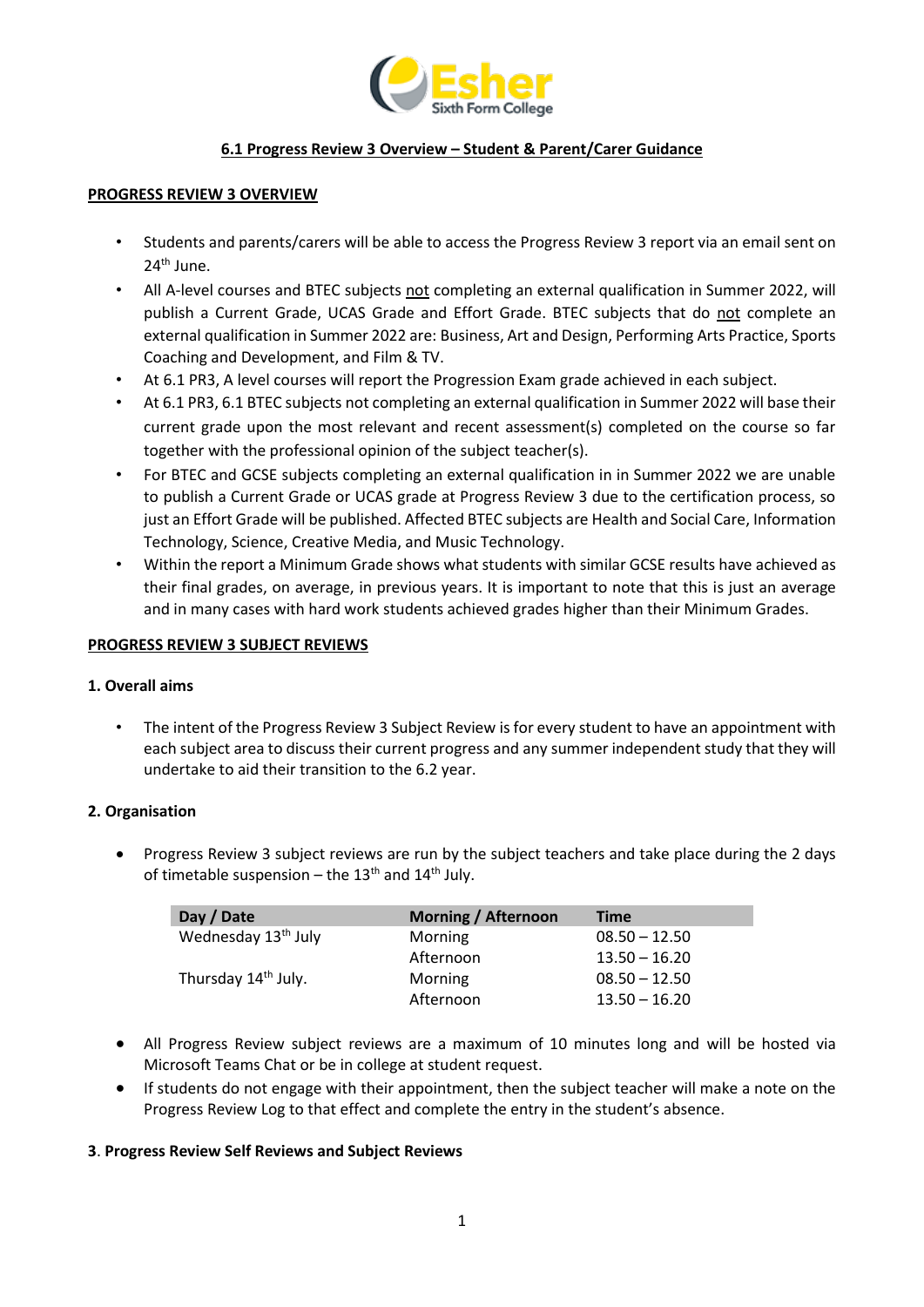# 6.1 Progress Review 3 Overview – Student & Parent/Carer Guidance

## PROGRESS REVIEW 3 OVERVIEW

- Students and parents/carers will be able to access the Progress Review 3 report via an email sent on 24th June.
- All A-level courses and BTEC subjects not completing an external qualification in Summer 2022, will publish a Current Grade, UCAS Grade and Effort Grade. BTEC subjects that do not complete an external qualification in Summer 2022 are: Business, Art and Design, Performing Arts Practice, Sports Coaching and Development, and Film & TV.
- At 6.1 PR3, A level courses will report the Progression Exam grade achieved in each subject.
- At 6.1 PR3, 6.1 BTEC subjects not completing an external qualification in Summer 2022 will base their current grade upon the most relevant and recent assessment(s) completed on the course so far together with the professional opinion of the subject teacher(s).
- For BTEC and GCSE subjects completing an external qualification in in Summer 2022 we are unable to publish a Current Grade or UCAS grade at Progress Review 3 due to the certification process, so just an Effort Grade will be published. Affected BTEC subjects are Health and Social Care, Information Technology, Science, Creative Media, and Music Technology.
- Within the report a Minimum Grade shows what students with similar GCSE results have achieved as their final grades, on average, in previous years. It is important to note that this is just an average and in many cases with hard work students achieved grades higher than their Minimum Grades.

## PROGRESS REVIEW 3 SUBJECT REVIEWS

### 1. Overall aims

- The intent of the Progress Review 3 Subject Review is for every student to have an appointment with each subject area to discuss their current progress and any summer independent study that they will undertake to aid their transition to the 6.2 year.

### 2. Organisation

- Progress Review 3 subject reviews are run by the subject teachers and take place during the 2 days of timetable suspension – the 13th and 14th July.

| Day / Date | Morning / Afternoon | Time |
|---|---|---|
| Wednesday 13th July | Morning | 08.50 – 12.50 |
| | Afternoon | 13.50 – 16.20 |
| Thursday 14th July. | Morning | 08.50 – 12.50 |
| | Afternoon | 13.50 – 16.20 |

- All Progress Review subject reviews are a maximum of 10 minutes long and will be hosted via Microsoft Teams Chat or be in college at student request.
- If students do not engage with their appointment, then the subject teacher will make a note on the Progress Review Log to that effect and complete the entry in the student's absence.

### 3. Progress Review Self Reviews and Subject Reviews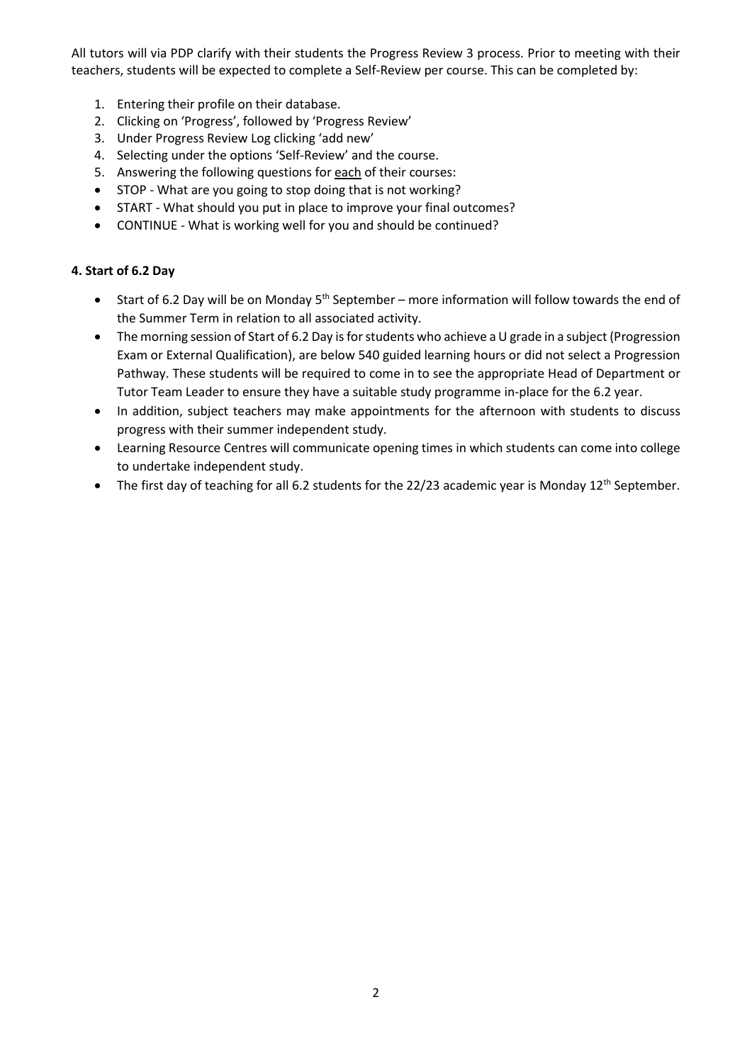All tutors will via PDP clarify with their students the Progress Review 3 process. Prior to meeting with their teachers, students will be expected to complete a Self-Review per course. This can be completed by:

1. Entering their profile on their database.
2. Clicking on 'Progress', followed by 'Progress Review'
3. Under Progress Review Log clicking 'add new'
4. Selecting under the options 'Self-Review' and the course.
5. Answering the following questions for each of their courses:

- STOP - What are you going to stop doing that is not working?
- START - What should you put in place to improve your final outcomes?
- CONTINUE - What is working well for you and should be continued?

#### 4. Start of 6.2 Day

- Start of 6.2 Day will be on Monday 5th September – more information will follow towards the end of the Summer Term in relation to all associated activity.
- The morning session of Start of 6.2 Day is for students who achieve a U grade in a subject (Progression Exam or External Qualification), are below 540 guided learning hours or did not select a Progression Pathway. These students will be required to come in to see the appropriate Head of Department or Tutor Team Leader to ensure they have a suitable study programme in-place for the 6.2 year.
- In addition, subject teachers may make appointments for the afternoon with students to discuss progress with their summer independent study.
- Learning Resource Centres will communicate opening times in which students can come into college to undertake independent study.
- The first day of teaching for all 6.2 students for the 22/23 academic year is Monday 12th September.